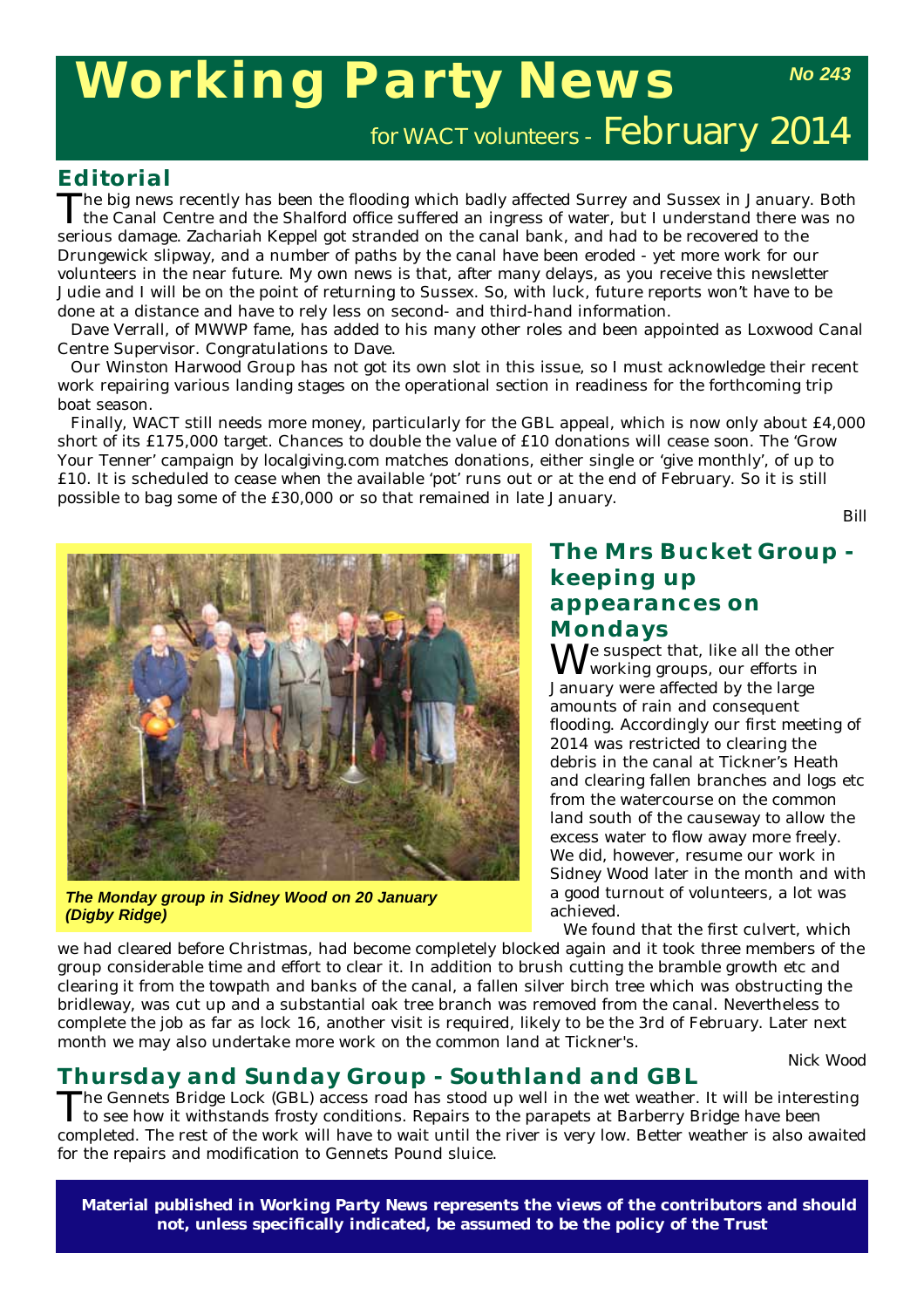# Working Party News

**No 243**

for WACT volunteers - February 2014

## Editorial

The big news recently has been the flooding which badly affected Surrey and Sussex in January. Both the Canal Centre and the Shalford office suffered an ingress of water, but I understand there was no serious damage. Zachariah Keppel got stranded on the canal bank, and had to be recovered to the Drungewick slipway, and a number of paths by the canal have been eroded - yet more work for our volunteers in the near future. My own news is that, after many delays, as you receive this newsletter Judie and I will be on the point of returning to Sussex. So, with luck, future reports won't have to be done at a distance and have to rely less on second- and third-hand information.

Dave Verrall, of MWWP fame, has added to his many other roles and been appointed as Loxwood Canal Centre Supervisor. Congratulations to Dave.

Our Winston Harwood Group has not got its own slot in this issue, so I must acknowledge their recent work repairing various landing stages on the operational section in readiness for the forthcoming trip boat season.

Finally, WACT still needs more money, particularly for the GBL appeal, which is now only about £4,000 short of its £175,000 target. Chances to double the value of £10 donations will cease soon. The 'Grow Your Tenner' campaign by localgiving.com matches donations, either single or 'give monthly', of up to £10. It is scheduled to cease when the available 'pot' runs out or at the end of February. So it is still possible to bag some of the £30,000 or so that remained in late January.

Bill

*The Monday group in Sidney Wood on 20 January (Digby Ridge)*

## The Mrs Bucket Group - keeping up appearances on Mondays

We suspect that, like all the other working groups, our efforts in January were affected by the large amounts of rain and consequent flooding. Accordingly our first meeting of 2014 was restricted to clearing the debris in the canal at Tickner's Heath and clearing fallen branches and logs etc from the watercourse on the common land south of the causeway to allow the excess water to flow away more freely. We did, however, resume our work in Sidney Wood later in the month and with a good turnout of volunteers, a lot was achieved.

We found that the first culvert, which we had cleared before Christmas, had become completely blocked again and it took three members of the group considerable time and effort to clear it. In addition to brush cutting the bramble growth etc and clearing it from the towpath and banks of the canal, a fallen silver birch tree which was obstructing the bridleway, was cut up and a substantial oak tree branch was removed from the canal. Nevertheless to complete the job as far as lock 16, another visit is required, likely to be the 3rd of February. Later next month we may also undertake more work on the common land at Tickner's.

Nick Wood

## Thursday and Sunday Group - Southland and GBL

The Gennets Bridge Lock (GBL) access road has stood up well in the wet weather. It will be interesting to see how it withstands frosty conditions. Repairs to the parapets at Barberry Bridge have been completed. The rest of the work will have to wait until the river is very low. Better weather is also awaited for the repairs and modification to Gennets Pound sluice.

**Material published in *Working Party News* represents the views of the contributors and should not, unless specifically indicated, be assumed to be the policy of the Trust**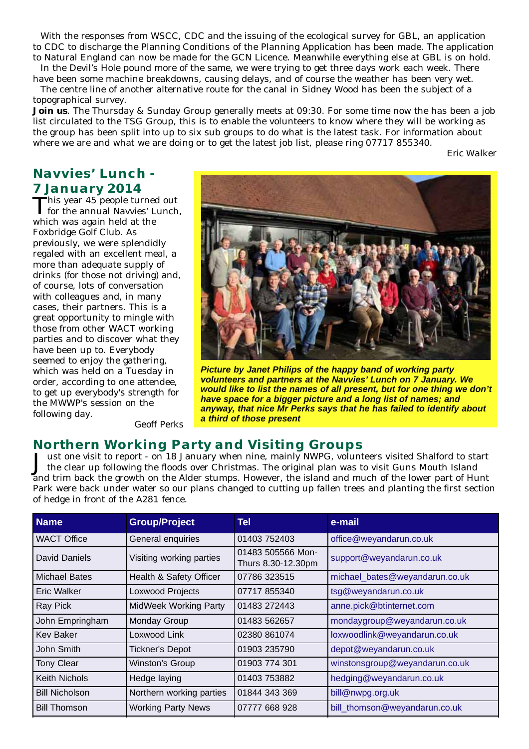With the responses from WSCC, CDC and the issuing of the ecological survey for GBL, an application to CDC to discharge the Planning Conditions of the Planning Application has been made. The application to Natural England can now be made for the GCN Licence. Meanwhile everything else at GBL is on hold.

In the Devil's Hole pound more of the same, we were trying to get three days work each week. There have been some machine breakdowns, causing delays, and of course the weather has been very wet.

The centre line of another alternative route for the canal in Sidney Wood has been the subject of a topographical survey.

**Join us**. The Thursday & Sunday Group generally meets at 09:30. For some time now the has been a job list circulated to the TSG Group, this is to enable the volunteers to know where they will be working as the group has been split into up to six sub groups to do what is the latest task. For information about where we are and what we are doing or to get the latest job list, please ring 07717 855340.

Eric Walker

## Navvies' Lunch - 7 January 2014

This year 45 people turned out for the annual Navvies' Lunch, which was again held at the Foxbridge Golf Club. As previously, we were splendidly regaled with an excellent meal, a more than adequate supply of drinks (for those not driving) and, of course, lots of conversation with colleagues and, in many cases, their partners. This is a great opportunity to mingle with those from other WACT working parties and to discover what they have been up to. Everybody seemed to enjoy the gathering, which was held on a Tuesday in order, according to one attendee, to get up everybody's strength for the MWWP's session on the following day.

Geoff Perks

***Picture by Janet Philips of the happy band of working party volunteers and partners at the Navvies' Lunch on 7 January. We would like to list the names of all present, but for one thing we don't have space for a bigger picture and a long list of names; and anyway, that nice Mr Perks says that he has failed to identify about a third of those present***

## Northern Working Party and Visiting Groups

Just one visit to report - on 18 January when nine, mainly NWPG, volunteers visited Shalford to start the clear up following the floods over Christmas. The original plan was to visit Guns Mouth Island and trim back the growth on the Alder stumps. However, the island and much of the lower part of Hunt Park were back under water so our plans changed to cutting up fallen trees and planting the first section of hedge in front of the A281 fence.

| Name | Group/Project | Tel | e-mail |
|---|---|---|---|
| WACT Office | General enquiries | 01403 752403 | office@weyandarun.co.uk |
| David Daniels | Visiting working parties | 01483 505566 Mon-Thurs 8.30-12.30pm | support@weyandarun.co.uk |
| Michael Bates | Health & Safety Officer | 07786 323515 | michael_bates@weyandarun.co.uk |
| Eric Walker | Loxwood Projects | 07717 855340 | tsg@weyandarun.co.uk |
| Ray Pick | MidWeek Working Party | 01483 272443 | anne.pick@btinternet.com |
| John Empringham | Monday Group | 01483 562657 | mondaygroup@weyandarun.co.uk |
| Kev Baker | Loxwood Link | 02380 861074 | loxwoodlink@weyandarun.co.uk |
| John Smith | Tickner's Depot | 01903 235790 | depot@weyandarun.co.uk |
| Tony Clear | Winston's Group | 01903 774 301 | winstonsgroup@weyandarun.co.uk |
| Keith Nichols | Hedge laying | 01403 753882 | hedging@weyandarun.co.uk |
| Bill Nicholson | Northern working parties | 01844 343 369 | bill@nwpg.org.uk |
| Bill Thomson | Working Party News | 07777 668 928 | bill_thomson@weyandarun.co.uk |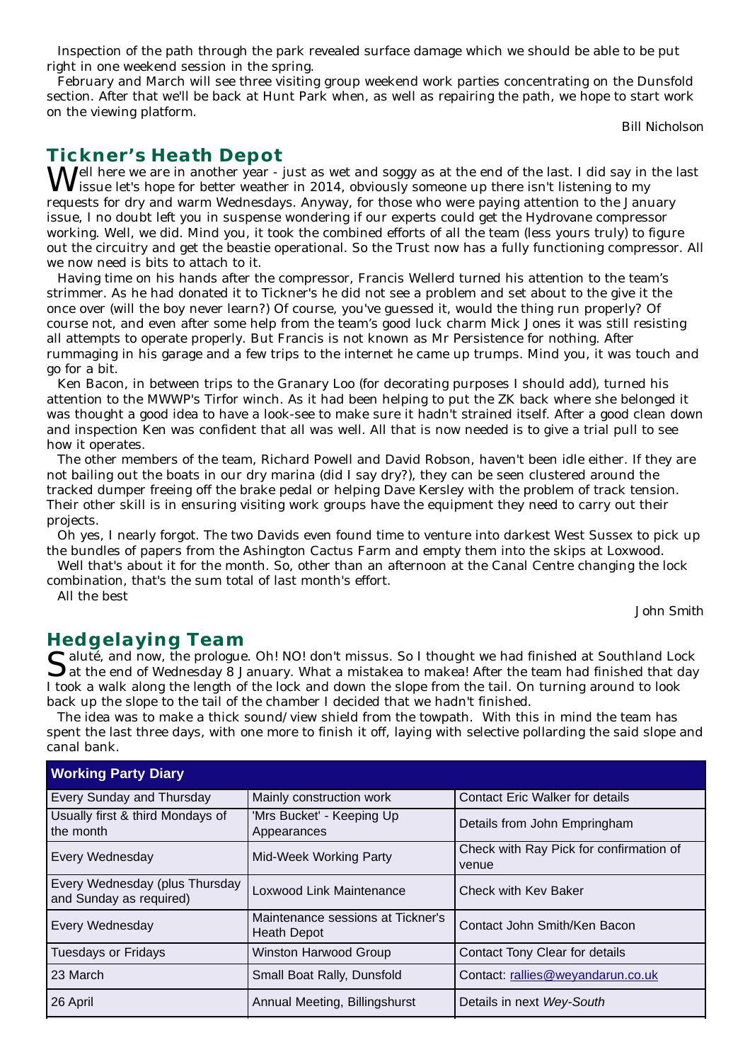Inspection of the path through the park revealed surface damage which we should be able to be put right in one weekend session in the spring.

February and March will see three visiting group weekend work parties concentrating on the Dunsfold section. After that we'll be back at Hunt Park when, as well as repairing the path, we hope to start work on the viewing platform.

*Bill Nicholson*

## Tickner's Heath Depot

Well here we are in another year - just as wet and soggy as at the end of the last. I did say in the last issue let's hope for better weather in 2014, obviously someone up there isn't listening to my requests for dry and warm Wednesdays. Anyway, for those who were paying attention to the January issue, I no doubt left you in suspense wondering if our experts could get the Hydrovane compressor working. Well, we did. Mind you, it took the combined efforts of all the team (less yours truly) to figure out the circuitry and get the beastie operational. So the Trust now has a fully functioning compressor. All we now need is bits to attach to it.

Having time on his hands after the compressor, Francis Wellerd turned his attention to the team's strimmer. As he had donated it to Tickner's he did not see a problem and set about to the give it the once over (will the boy never learn?) Of course, you've guessed it, would the thing run properly? Of course not, and even after some help from the team's good luck charm Mick Jones it was still resisting all attempts to operate properly. But Francis is not known as Mr Persistence for nothing. After rummaging in his garage and a few trips to the internet he came up trumps. Mind you, it was touch and go for a bit.

Ken Bacon, in between trips to the Granary Loo (for decorating purposes I should add), turned his attention to the MWWP's Tirfor winch. As it had been helping to put the ZK back where she belonged it was thought a good idea to have a look-see to make sure it hadn't strained itself. After a good clean down and inspection Ken was confident that all was well. All that is now needed is to give a trial pull to see how it operates.

The other members of the team, Richard Powell and David Robson, haven't been idle either. If they are not bailing out the boats in our dry marina (did I say dry?), they can be seen clustered around the tracked dumper freeing off the brake pedal or helping Dave Kersley with the problem of track tension. Their other skill is in ensuring visiting work groups have the equipment they need to carry out their projects.

Oh yes, I nearly forgot. The two Davids even found time to venture into darkest West Sussex to pick up the bundles of papers from the Ashington Cactus Farm and empty them into the skips at Loxwood.

Well that's about it for the month. So, other than an afternoon at the Canal Centre changing the lock combination, that's the sum total of last month's effort.

All the best

*John Smith*

## Hedgelaying Team

Saluté, and now, the prologue. Oh! NO! don't missus. So I thought we had finished at Southland Lock at the end of Wednesday 8 January. What a mistakea to makea! After the team had finished that day I took a walk along the length of the lock and down the slope from the tail. On turning around to look back up the slope to the tail of the chamber I decided that we hadn't finished.

The idea was to make a thick sound/view shield from the towpath. With this in mind the team has spent the last three days, with one more to finish it off, laying with selective pollarding the said slope and canal bank.

| Working Party Diary | | |
|---|---|---|
| Every Sunday and Thursday | Mainly construction work | Contact Eric Walker for details |
| Usually first & third Mondays of the month | 'Mrs Bucket' - Keeping Up Appearances | Details from John Empringham |
| Every Wednesday | Mid-Week Working Party | Check with Ray Pick for confirmation of venue |
| Every Wednesday (plus Thursday and Sunday as required) | Loxwood Link Maintenance | Check with Kev Baker |
| Every Wednesday | Maintenance sessions at Tickner's Heath Depot | Contact John Smith/Ken Bacon |
| Tuesdays or Fridays | Winston Harwood Group | Contact Tony Clear for details |
| 23 March | Small Boat Rally, Dunsfold | Contact: rallies@weyandarun.co.uk |
| 26 April | Annual Meeting, Billingshurst | Details in next *Wey-South* |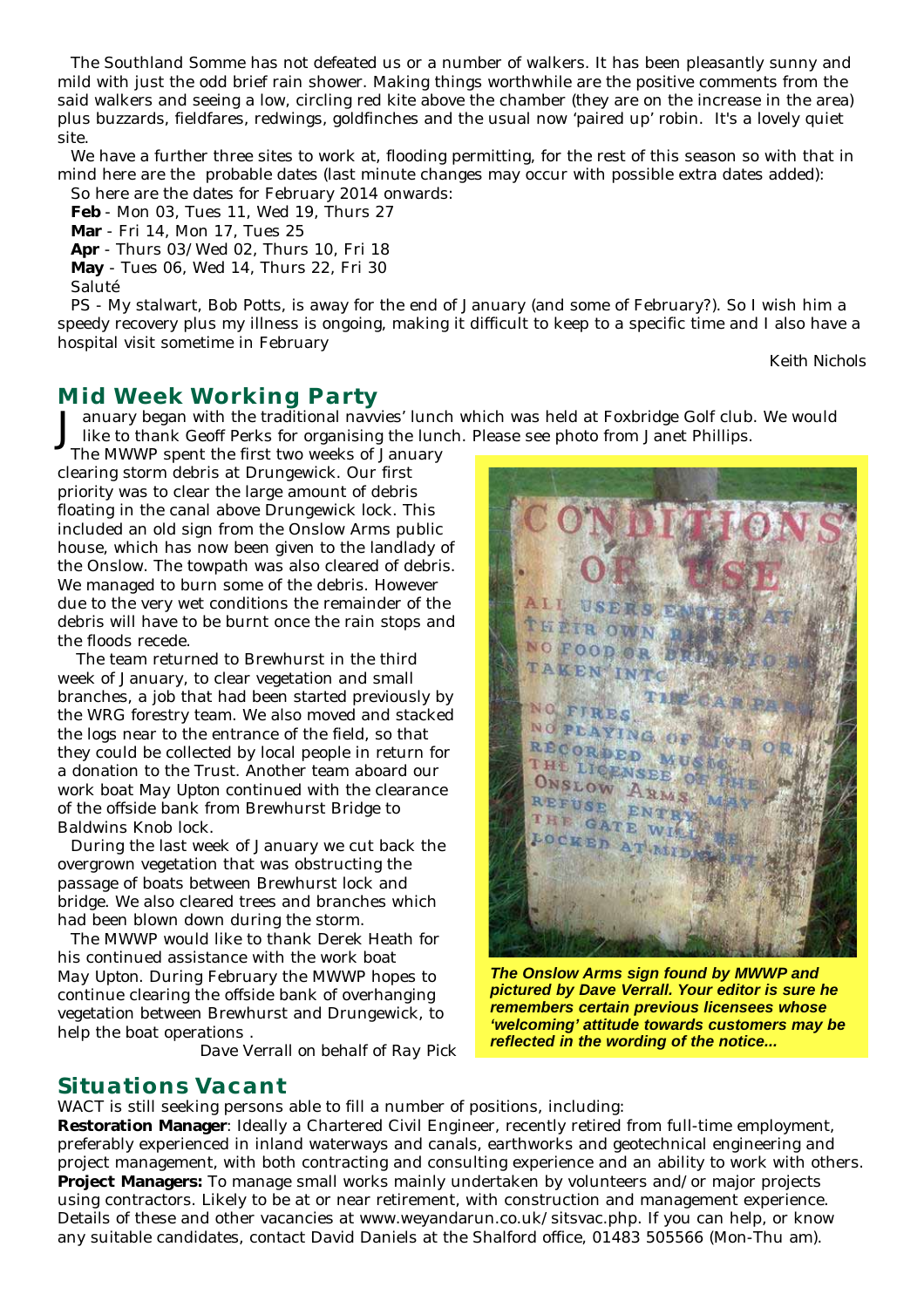The Southland Somme has not defeated us or a number of walkers. It has been pleasantly sunny and mild with just the odd brief rain shower. Making things worthwhile are the positive comments from the said walkers and seeing a low, circling red kite above the chamber (they are on the increase in the area) plus buzzards, fieldfares, redwings, goldfinches and the usual now 'paired up' robin. It's a lovely quiet site.

We have a further three sites to work at, flooding permitting, for the rest of this season so with that in mind here are the probable dates (last minute changes may occur with possible extra dates added):

So here are the dates for February 2014 onwards:

**Feb** - Mon 03, Tues 11, Wed 19, Thurs 27

**Mar** - Fri 14, Mon 17, Tues 25

**Apr** - Thurs 03/Wed 02, Thurs 10, Fri 18

**May** - Tues 06, Wed 14, Thurs 22, Fri 30

Saluté

PS - My stalwart, Bob Potts, is away for the end of January (and some of February?). So I wish him a speedy recovery plus my illness is ongoing, making it difficult to keep to a specific time and I also have a hospital visit sometime in February

Keith Nichols

## Mid Week Working Party

January began with the traditional navvies' lunch which was held at Foxbridge Golf club. We would like to thank Geoff Perks for organising the lunch. Please see photo from Janet Phillips.

The MWWP spent the first two weeks of January clearing storm debris at Drungewick. Our first priority was to clear the large amount of debris floating in the canal above Drungewick lock. This included an old sign from the Onslow Arms public house, which has now been given to the landlady of the Onslow. The towpath was also cleared of debris. We managed to burn some of the debris. However due to the very wet conditions the remainder of the debris will have to be burnt once the rain stops and the floods recede.

The team returned to Brewhurst in the third week of January, to clear vegetation and small branches, a job that had been started previously by the WRG forestry team. We also moved and stacked the logs near to the entrance of the field, so that they could be collected by local people in return for a donation to the Trust. Another team aboard our work boat May Upton continued with the clearance of the offside bank from Brewhurst Bridge to Baldwins Knob lock.

During the last week of January we cut back the overgrown vegetation that was obstructing the passage of boats between Brewhurst lock and bridge. We also cleared trees and branches which had been blown down during the storm.

The MWWP would like to thank Derek Heath for his continued assistance with the work boat May Upton. During February the MWWP hopes to continue clearing the offside bank of overhanging vegetation between Brewhurst and Drungewick, to help the boat operations .

Dave Verrall on behalf of Ray Pick

*The Onslow Arms sign found by MWWP and pictured by Dave Verrall. Your editor is sure he remembers certain previous licensees whose 'welcoming' attitude towards customers may be reflected in the wording of the notice...*

## Situations Vacant

WACT is still seeking persons able to fill a number of positions, including:

**Restoration Manager**: Ideally a Chartered Civil Engineer, recently retired from full-time employment, preferably experienced in inland waterways and canals, earthworks and geotechnical engineering and project management, with both contracting and consulting experience and an ability to work with others.

**Project Managers:** To manage small works mainly undertaken by volunteers and/or major projects using contractors. Likely to be at or near retirement, with construction and management experience. Details of these and other vacancies at www.weyandarun.co.uk/sitsvac.php. If you can help, or know any suitable candidates, contact David Daniels at the Shalford office, 01483 505566 (Mon-Thu am).